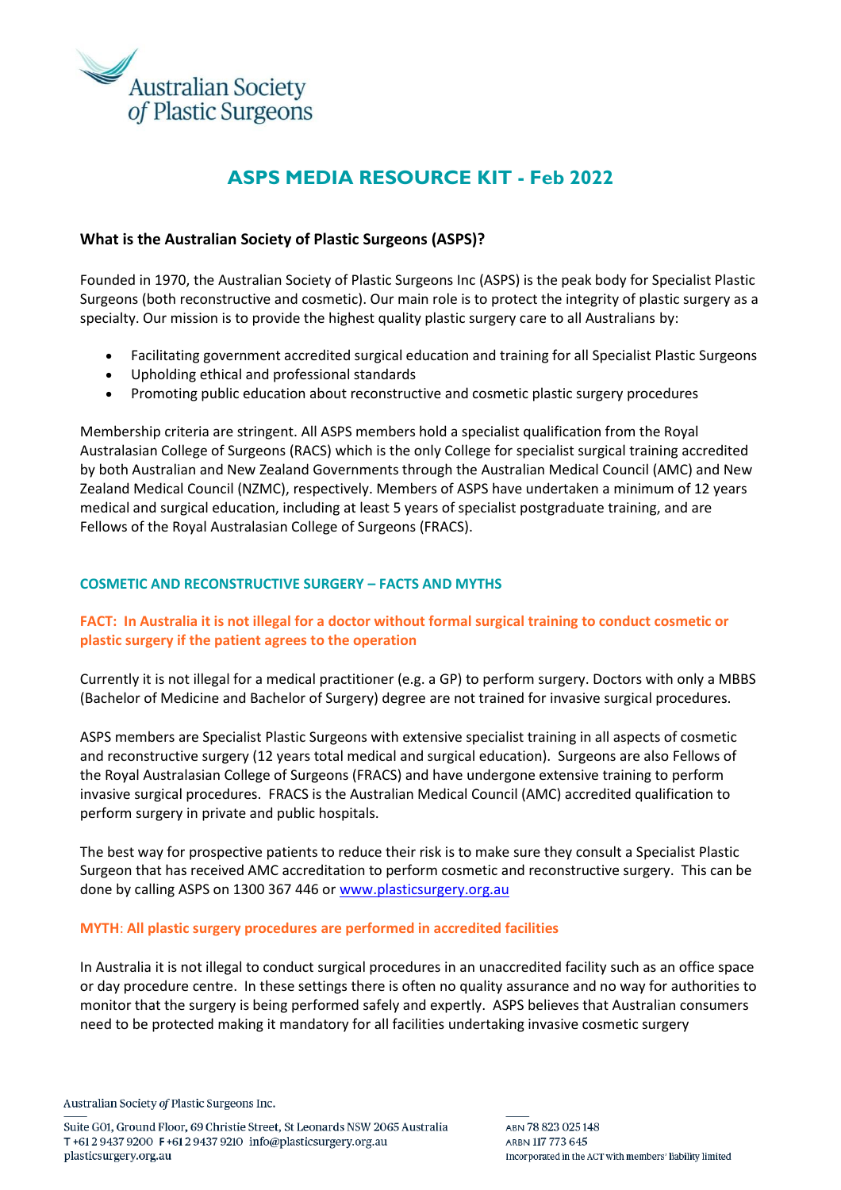# ASPS MEDIA RESOURCE KIT - Feb 2022

### What is the Australian Society of Plastic Surgeons (ASPS)?

Founded in 1970, the Australian Society of Plastic Surgeons Inc (ASPS) is the peak body for Specialist Plastic Surgeons (both reconstructive and cosmetic). Our main role is to protect the integrity of plastic surgery as a specialty. Our mission is to provide the highest quality plastic surgery care to all Australians by:

- Facilitating government accredited surgical education and training for all Specialist Plastic Surgeons
- Upholding ethical and professional standards
- Promoting public education about reconstructive and cosmetic plastic surgery procedures

Membership criteria are stringent. All ASPS members hold a specialist qualification from the Royal Australasian College of Surgeons (RACS) which is the only College for specialist surgical training accredited by both Australian and New Zealand Governments through the Australian Medical Council (AMC) and New Zealand Medical Council (NZMC), respectively. Members of ASPS have undertaken a minimum of 12 years medical and surgical education, including at least 5 years of specialist postgraduate training, and are Fellows of the Royal Australasian College of Surgeons (FRACS).

## COSMETIC AND RECONSTRUCTIVE SURGERY – FACTS AND MYTHS

### FACT: In Australia it is not illegal for a doctor without formal surgical training to conduct cosmetic or plastic surgery if the patient agrees to the operation

Currently it is not illegal for a medical practitioner (e.g. a GP) to perform surgery. Doctors with only a MBBS (Bachelor of Medicine and Bachelor of Surgery) degree are not trained for invasive surgical procedures.

ASPS members are Specialist Plastic Surgeons with extensive specialist training in all aspects of cosmetic and reconstructive surgery (12 years total medical and surgical education). Surgeons are also Fellows of the Royal Australasian College of Surgeons (FRACS) and have undergone extensive training to perform invasive surgical procedures. FRACS is the Australian Medical Council (AMC) accredited qualification to perform surgery in private and public hospitals.

The best way for prospective patients to reduce their risk is to make sure they consult a Specialist Plastic Surgeon that has received AMC accreditation to perform cosmetic and reconstructive surgery. This can be done by calling ASPS on 1300 367 446 or www.plasticsurgery.org.au

### MYTH: All plastic surgery procedures are performed in accredited facilities

In Australia it is not illegal to conduct surgical procedures in an unaccredited facility such as an office space or day procedure centre. In these settings there is often no quality assurance and no way for authorities to monitor that the surgery is being performed safely and expertly. ASPS believes that Australian consumers need to be protected making it mandatory for all facilities undertaking invasive cosmetic surgery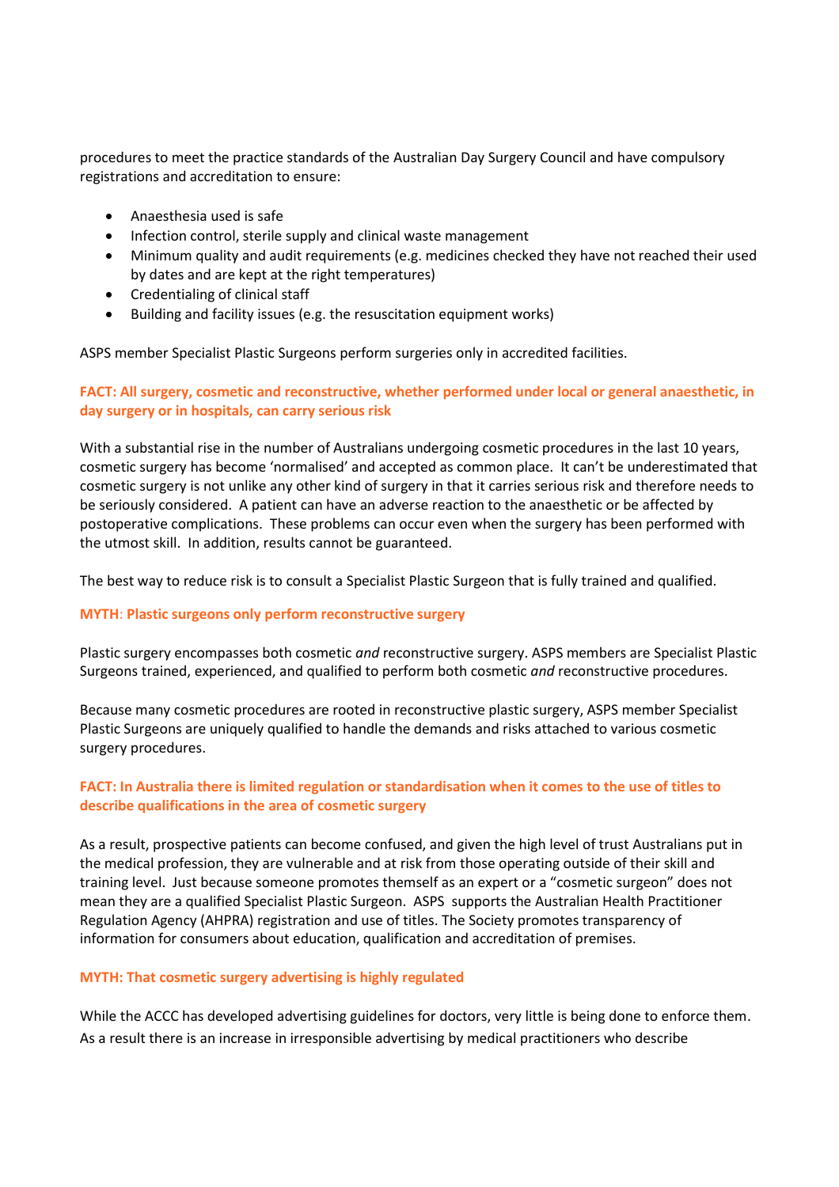procedures to meet the practice standards of the Australian Day Surgery Council and have compulsory registrations and accreditation to ensure:

- Anaesthesia used is safe
- Infection control, sterile supply and clinical waste management
- Minimum quality and audit requirements (e.g. medicines checked they have not reached their used by dates and are kept at the right temperatures)
- Credentialing of clinical staff
- Building and facility issues (e.g. the resuscitation equipment works)

ASPS member Specialist Plastic Surgeons perform surgeries only in accredited facilities.

**FACT: All surgery, cosmetic and reconstructive, whether performed under local or general anaesthetic, in day surgery or in hospitals, can carry serious risk**

With a substantial rise in the number of Australians undergoing cosmetic procedures in the last 10 years, cosmetic surgery has become 'normalised' and accepted as common place. It can't be underestimated that cosmetic surgery is not unlike any other kind of surgery in that it carries serious risk and therefore needs to be seriously considered. A patient can have an adverse reaction to the anaesthetic or be affected by postoperative complications. These problems can occur even when the surgery has been performed with the utmost skill. In addition, results cannot be guaranteed.

The best way to reduce risk is to consult a Specialist Plastic Surgeon that is fully trained and qualified.

**MYTH: Plastic surgeons only perform reconstructive surgery**

Plastic surgery encompasses both cosmetic *and* reconstructive surgery. ASPS members are Specialist Plastic Surgeons trained, experienced, and qualified to perform both cosmetic *and* reconstructive procedures.

Because many cosmetic procedures are rooted in reconstructive plastic surgery, ASPS member Specialist Plastic Surgeons are uniquely qualified to handle the demands and risks attached to various cosmetic surgery procedures.

**FACT: In Australia there is limited regulation or standardisation when it comes to the use of titles to describe qualifications in the area of cosmetic surgery**

As a result, prospective patients can become confused, and given the high level of trust Australians put in the medical profession, they are vulnerable and at risk from those operating outside of their skill and training level. Just because someone promotes themself as an expert or a "cosmetic surgeon" does not mean they are a qualified Specialist Plastic Surgeon. ASPS supports the Australian Health Practitioner Regulation Agency (AHPRA) registration and use of titles. The Society promotes transparency of information for consumers about education, qualification and accreditation of premises.

**MYTH: That cosmetic surgery advertising is highly regulated**

While the ACCC has developed advertising guidelines for doctors, very little is being done to enforce them. As a result there is an increase in irresponsible advertising by medical practitioners who describe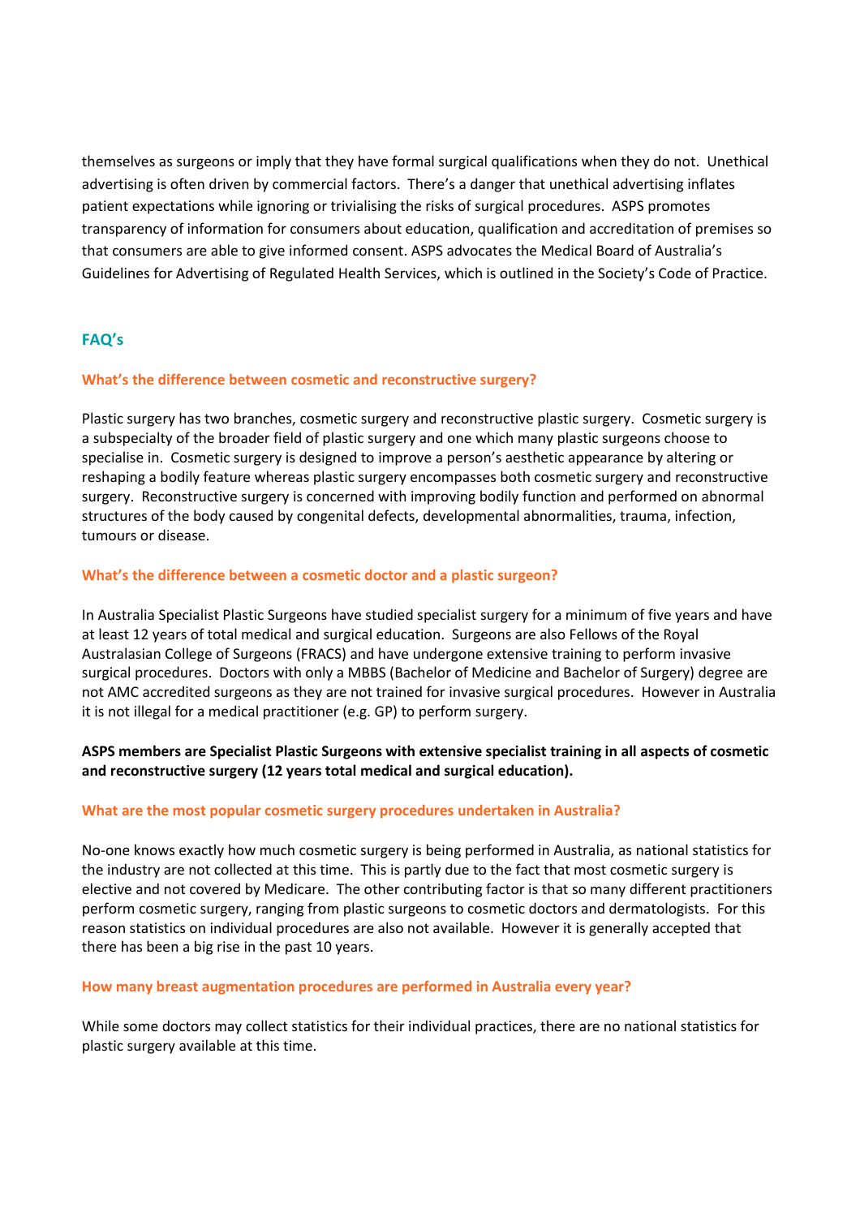themselves as surgeons or imply that they have formal surgical qualifications when they do not. Unethical advertising is often driven by commercial factors. There's a danger that unethical advertising inflates patient expectations while ignoring or trivialising the risks of surgical procedures. ASPS promotes transparency of information for consumers about education, qualification and accreditation of premises so that consumers are able to give informed consent. ASPS advocates the Medical Board of Australia's Guidelines for Advertising of Regulated Health Services, which is outlined in the Society's Code of Practice.

## FAQ's

### What's the difference between cosmetic and reconstructive surgery?

Plastic surgery has two branches, cosmetic surgery and reconstructive plastic surgery. Cosmetic surgery is a subspecialty of the broader field of plastic surgery and one which many plastic surgeons choose to specialise in. Cosmetic surgery is designed to improve a person's aesthetic appearance by altering or reshaping a bodily feature whereas plastic surgery encompasses both cosmetic surgery and reconstructive surgery. Reconstructive surgery is concerned with improving bodily function and performed on abnormal structures of the body caused by congenital defects, developmental abnormalities, trauma, infection, tumours or disease.

### What's the difference between a cosmetic doctor and a plastic surgeon?

In Australia Specialist Plastic Surgeons have studied specialist surgery for a minimum of five years and have at least 12 years of total medical and surgical education. Surgeons are also Fellows of the Royal Australasian College of Surgeons (FRACS) and have undergone extensive training to perform invasive surgical procedures. Doctors with only a MBBS (Bachelor of Medicine and Bachelor of Surgery) degree are not AMC accredited surgeons as they are not trained for invasive surgical procedures. However in Australia it is not illegal for a medical practitioner (e.g. GP) to perform surgery.

**ASPS members are Specialist Plastic Surgeons with extensive specialist training in all aspects of cosmetic and reconstructive surgery (12 years total medical and surgical education).**

### What are the most popular cosmetic surgery procedures undertaken in Australia?

No-one knows exactly how much cosmetic surgery is being performed in Australia, as national statistics for the industry are not collected at this time. This is partly due to the fact that most cosmetic surgery is elective and not covered by Medicare. The other contributing factor is that so many different practitioners perform cosmetic surgery, ranging from plastic surgeons to cosmetic doctors and dermatologists. For this reason statistics on individual procedures are also not available. However it is generally accepted that there has been a big rise in the past 10 years.

### How many breast augmentation procedures are performed in Australia every year?

While some doctors may collect statistics for their individual practices, there are no national statistics for plastic surgery available at this time.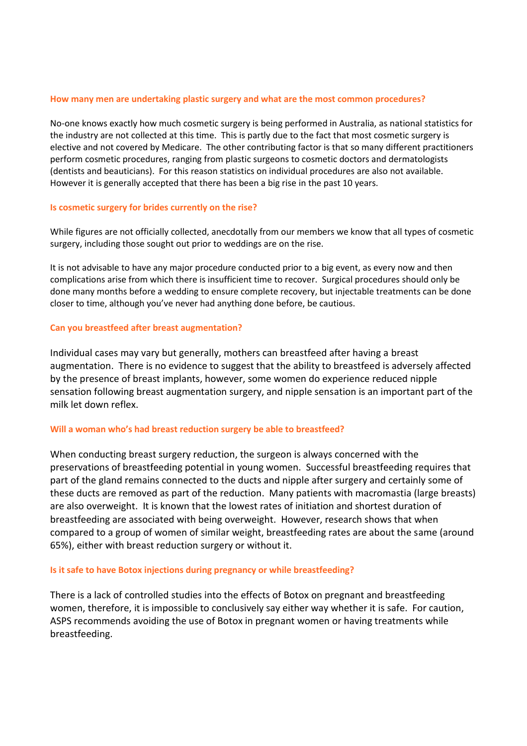**How many men are undertaking plastic surgery and what are the most common procedures?**

No-one knows exactly how much cosmetic surgery is being performed in Australia, as national statistics for the industry are not collected at this time. This is partly due to the fact that most cosmetic surgery is elective and not covered by Medicare. The other contributing factor is that so many different practitioners perform cosmetic procedures, ranging from plastic surgeons to cosmetic doctors and dermatologists (dentists and beauticians). For this reason statistics on individual procedures are also not available. However it is generally accepted that there has been a big rise in the past 10 years.

**Is cosmetic surgery for brides currently on the rise?**

While figures are not officially collected, anecdotally from our members we know that all types of cosmetic surgery, including those sought out prior to weddings are on the rise.

It is not advisable to have any major procedure conducted prior to a big event, as every now and then complications arise from which there is insufficient time to recover. Surgical procedures should only be done many months before a wedding to ensure complete recovery, but injectable treatments can be done closer to time, although you've never had anything done before, be cautious.

**Can you breastfeed after breast augmentation?**

Individual cases may vary but generally, mothers can breastfeed after having a breast augmentation. There is no evidence to suggest that the ability to breastfeed is adversely affected by the presence of breast implants, however, some women do experience reduced nipple sensation following breast augmentation surgery, and nipple sensation is an important part of the milk let down reflex.

**Will a woman who's had breast reduction surgery be able to breastfeed?**

When conducting breast surgery reduction, the surgeon is always concerned with the preservations of breastfeeding potential in young women. Successful breastfeeding requires that part of the gland remains connected to the ducts and nipple after surgery and certainly some of these ducts are removed as part of the reduction. Many patients with macromastia (large breasts) are also overweight. It is known that the lowest rates of initiation and shortest duration of breastfeeding are associated with being overweight. However, research shows that when compared to a group of women of similar weight, breastfeeding rates are about the same (around 65%), either with breast reduction surgery or without it.

**Is it safe to have Botox injections during pregnancy or while breastfeeding?**

There is a lack of controlled studies into the effects of Botox on pregnant and breastfeeding women, therefore, it is impossible to conclusively say either way whether it is safe. For caution, ASPS recommends avoiding the use of Botox in pregnant women or having treatments while breastfeeding.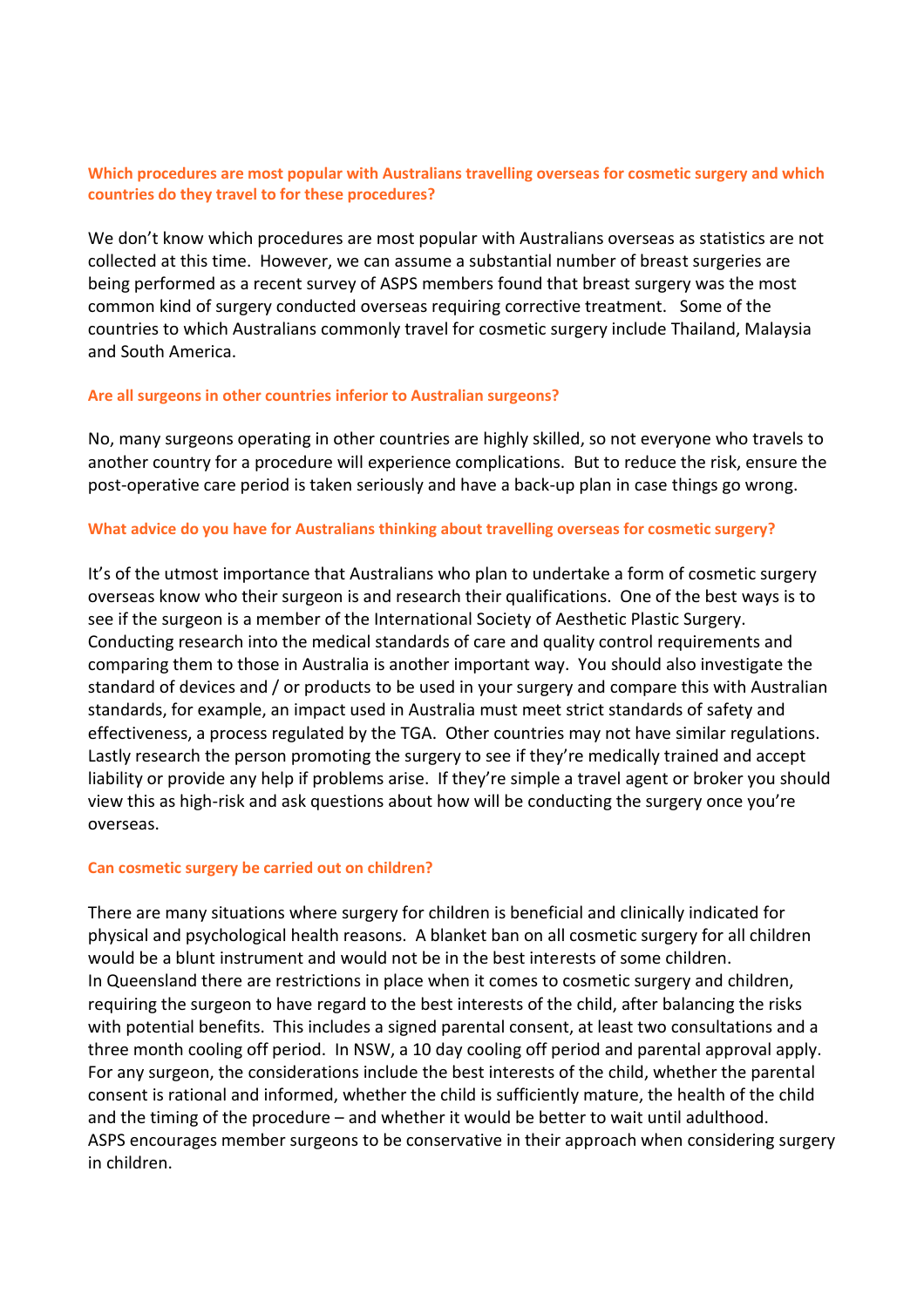**Which procedures are most popular with Australians travelling overseas for cosmetic surgery and which countries do they travel to for these procedures?**

We don't know which procedures are most popular with Australians overseas as statistics are not collected at this time. However, we can assume a substantial number of breast surgeries are being performed as a recent survey of ASPS members found that breast surgery was the most common kind of surgery conducted overseas requiring corrective treatment. Some of the countries to which Australians commonly travel for cosmetic surgery include Thailand, Malaysia and South America.

**Are all surgeons in other countries inferior to Australian surgeons?**

No, many surgeons operating in other countries are highly skilled, so not everyone who travels to another country for a procedure will experience complications. But to reduce the risk, ensure the post-operative care period is taken seriously and have a back-up plan in case things go wrong.

**What advice do you have for Australians thinking about travelling overseas for cosmetic surgery?**

It's of the utmost importance that Australians who plan to undertake a form of cosmetic surgery overseas know who their surgeon is and research their qualifications. One of the best ways is to see if the surgeon is a member of the International Society of Aesthetic Plastic Surgery. Conducting research into the medical standards of care and quality control requirements and comparing them to those in Australia is another important way. You should also investigate the standard of devices and / or products to be used in your surgery and compare this with Australian standards, for example, an impact used in Australia must meet strict standards of safety and effectiveness, a process regulated by the TGA. Other countries may not have similar regulations. Lastly research the person promoting the surgery to see if they're medically trained and accept liability or provide any help if problems arise. If they're simple a travel agent or broker you should view this as high-risk and ask questions about how will be conducting the surgery once you're overseas.

**Can cosmetic surgery be carried out on children?**

There are many situations where surgery for children is beneficial and clinically indicated for physical and psychological health reasons. A blanket ban on all cosmetic surgery for all children would be a blunt instrument and would not be in the best interests of some children.
In Queensland there are restrictions in place when it comes to cosmetic surgery and children, requiring the surgeon to have regard to the best interests of the child, after balancing the risks with potential benefits. This includes a signed parental consent, at least two consultations and a three month cooling off period. In NSW, a 10 day cooling off period and parental approval apply. For any surgeon, the considerations include the best interests of the child, whether the parental consent is rational and informed, whether the child is sufficiently mature, the health of the child and the timing of the procedure – and whether it would be better to wait until adulthood.
ASPS encourages member surgeons to be conservative in their approach when considering surgery in children.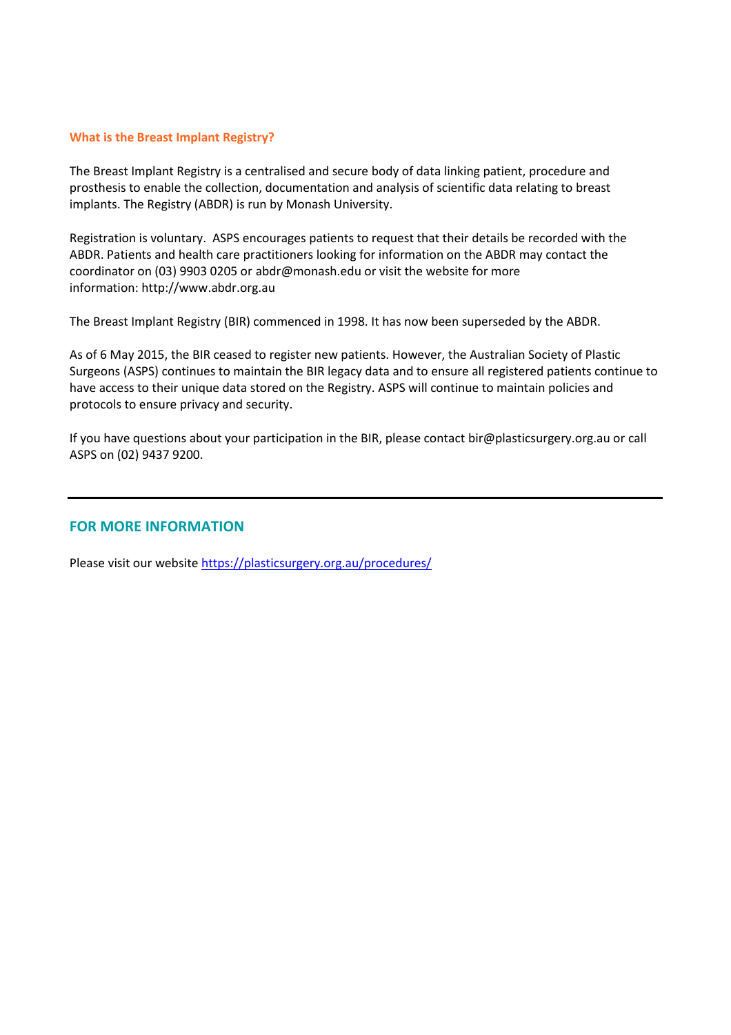### What is the Breast Implant Registry?

The Breast Implant Registry is a centralised and secure body of data linking patient, procedure and prosthesis to enable the collection, documentation and analysis of scientific data relating to breast implants. The Registry (ABDR) is run by Monash University.

Registration is voluntary. ASPS encourages patients to request that their details be recorded with the ABDR. Patients and health care practitioners looking for information on the ABDR may contact the coordinator on (03) 9903 0205 or abdr@monash.edu or visit the website for more information: http://www.abdr.org.au

The Breast Implant Registry (BIR) commenced in 1998. It has now been superseded by the ABDR.

As of 6 May 2015, the BIR ceased to register new patients. However, the Australian Society of Plastic Surgeons (ASPS) continues to maintain the BIR legacy data and to ensure all registered patients continue to have access to their unique data stored on the Registry. ASPS will continue to maintain policies and protocols to ensure privacy and security.

If you have questions about your participation in the BIR, please contact bir@plasticsurgery.org.au or call ASPS on (02) 9437 9200.

---

## FOR MORE INFORMATION

Please visit our website [https://plasticsurgery.org.au/procedures/](https://plasticsurgery.org.au/procedures/)